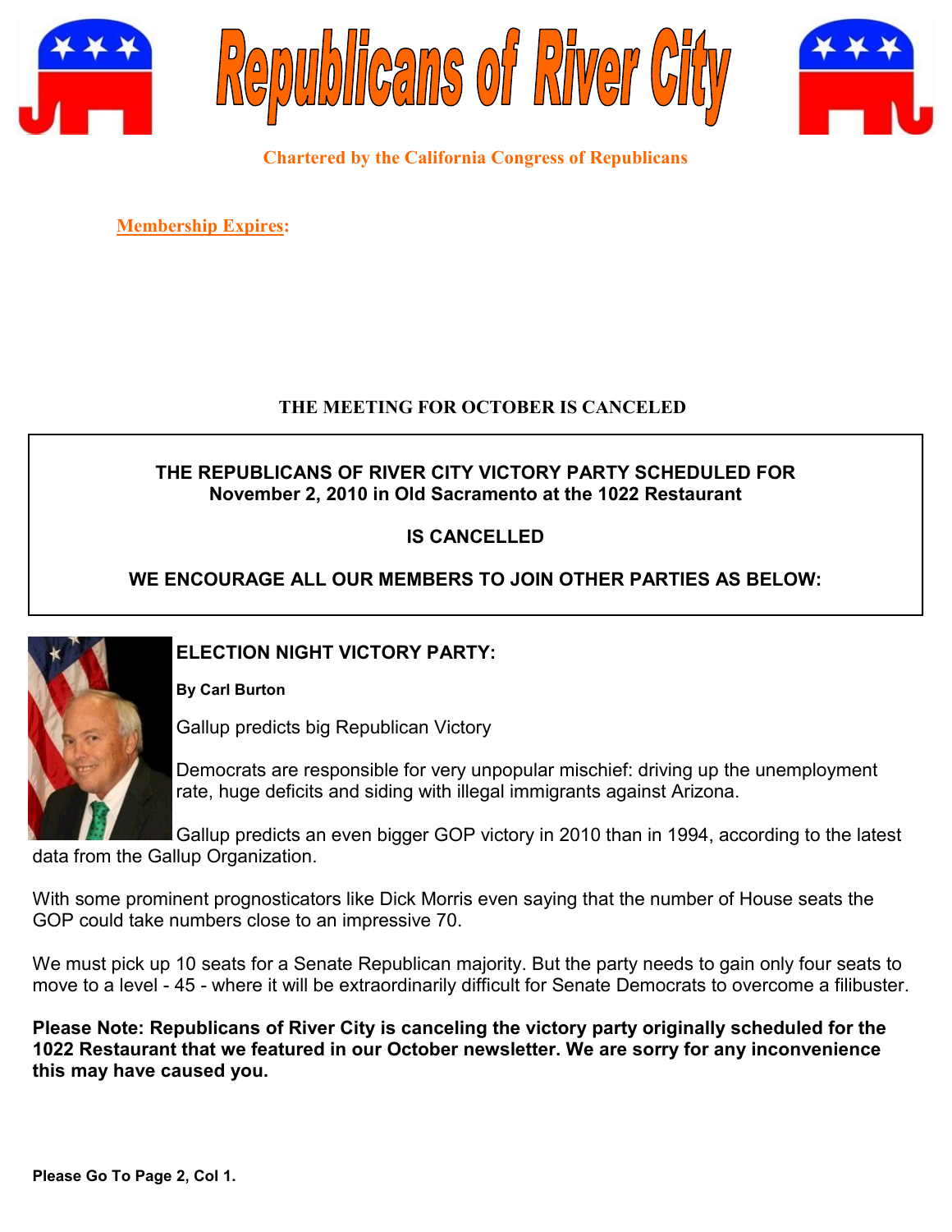# Republicans of River City

**Chartered by the California Congress of Republicans**

**Membership Expires:**

**THE MEETING FOR OCTOBER IS CANCELED**

**THE REPUBLICANS OF RIVER CITY VICTORY PARTY SCHEDULED FOR November 2, 2010 in Old Sacramento at the 1022 Restaurant**

**IS CANCELLED**

**WE ENCOURAGE ALL OUR MEMBERS TO JOIN OTHER PARTIES AS BELOW:**

## ELECTION NIGHT VICTORY PARTY:

**By Carl Burton**

Gallup predicts big Republican Victory

Democrats are responsible for very unpopular mischief: driving up the unemployment rate, huge deficits and siding with illegal immigrants against Arizona.

Gallup predicts an even bigger GOP victory in 2010 than in 1994, according to the latest data from the Gallup Organization.

With some prominent prognosticators like Dick Morris even saying that the number of House seats the GOP could take numbers close to an impressive 70.

We must pick up 10 seats for a Senate Republican majority. But the party needs to gain only four seats to move to a level - 45 - where it will be extraordinarily difficult for Senate Democrats to overcome a filibuster.

**Please Note: Republicans of River City is canceling the victory party originally scheduled for the 1022 Restaurant that we featured in our October newsletter. We are sorry for any inconvenience this may have caused you.**

**Please Go To Page 2, Col 1.**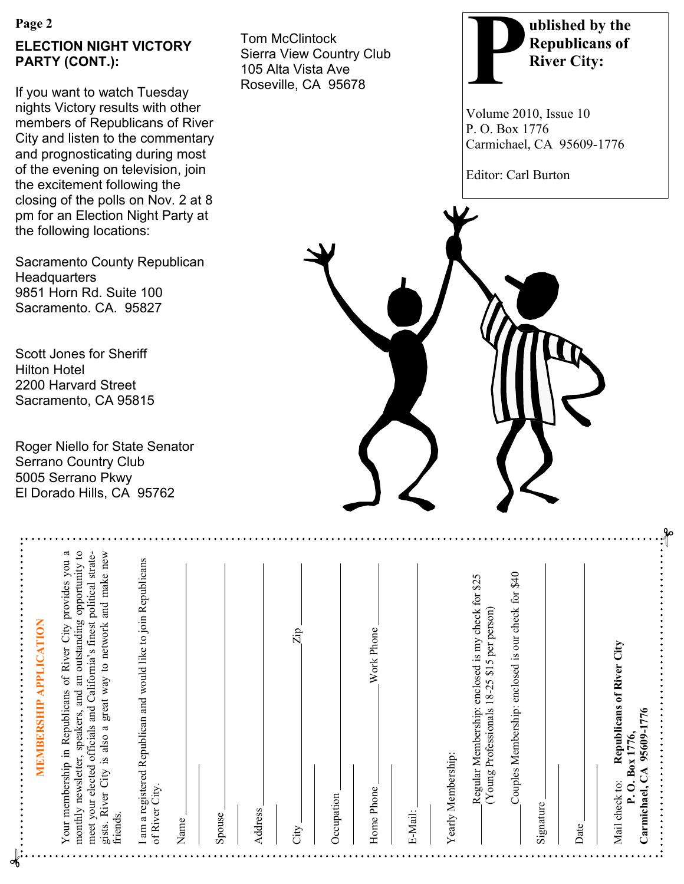## ELECTION NIGHT VICTORY PARTY (CONT.):

If you want to watch Tuesday nights Victory results with other members of Republicans of River City and listen to the commentary and prognosticating during most of the evening on television, join the excitement following the closing of the polls on Nov. 2 at 8 pm for an Election Night Party at the following locations:

Sacramento County Republican Headquarters
9851 Horn Rd. Suite 100
Sacramento. CA. 95827

Scott Jones for Sheriff
Hilton Hotel
2200 Harvard Street
Sacramento, CA 95815

Roger Niello for State Senator
Serrano Country Club
5005 Serrano Pkwy
El Dorado Hills, CA 95762

Tom McClintock
Sierra View Country Club
105 Alta Vista Ave
Roseville, CA 95678

**Published by the Republicans of River City:**

Volume 2010, Issue 10
P. O. Box 1776
Carmichael, CA 95609-1776

Editor: Carl Burton

---

## MEMBERSHIP APPLICATION

Your membership in Republicans of River City provides you a monthly newsletter, speakers, and an outstanding opportunity to meet your elected officials and California's finest political strategists. River City is also a great way to network and make new friends.

I am a registered Republican and would like to join Republicans of River City.

Name ______________________

Spouse ______________________

Address ______________________

City ______________ Zip ______________

Occupation ______________________

Home Phone ______________ Work Phone ______________

E-Mail: ______________________

Yearly Membership:

_____ Regular Membership: enclosed is my check for $25 (Young Professionals 18-25 $15 per person)

_____ Couples Membership: enclosed is our check for $40

Signature ______________________

Date ______________________

Mail check to: **Republicans of River City**
**P. O. Box 1776,**
**Carmichael, CA 95609-1776**